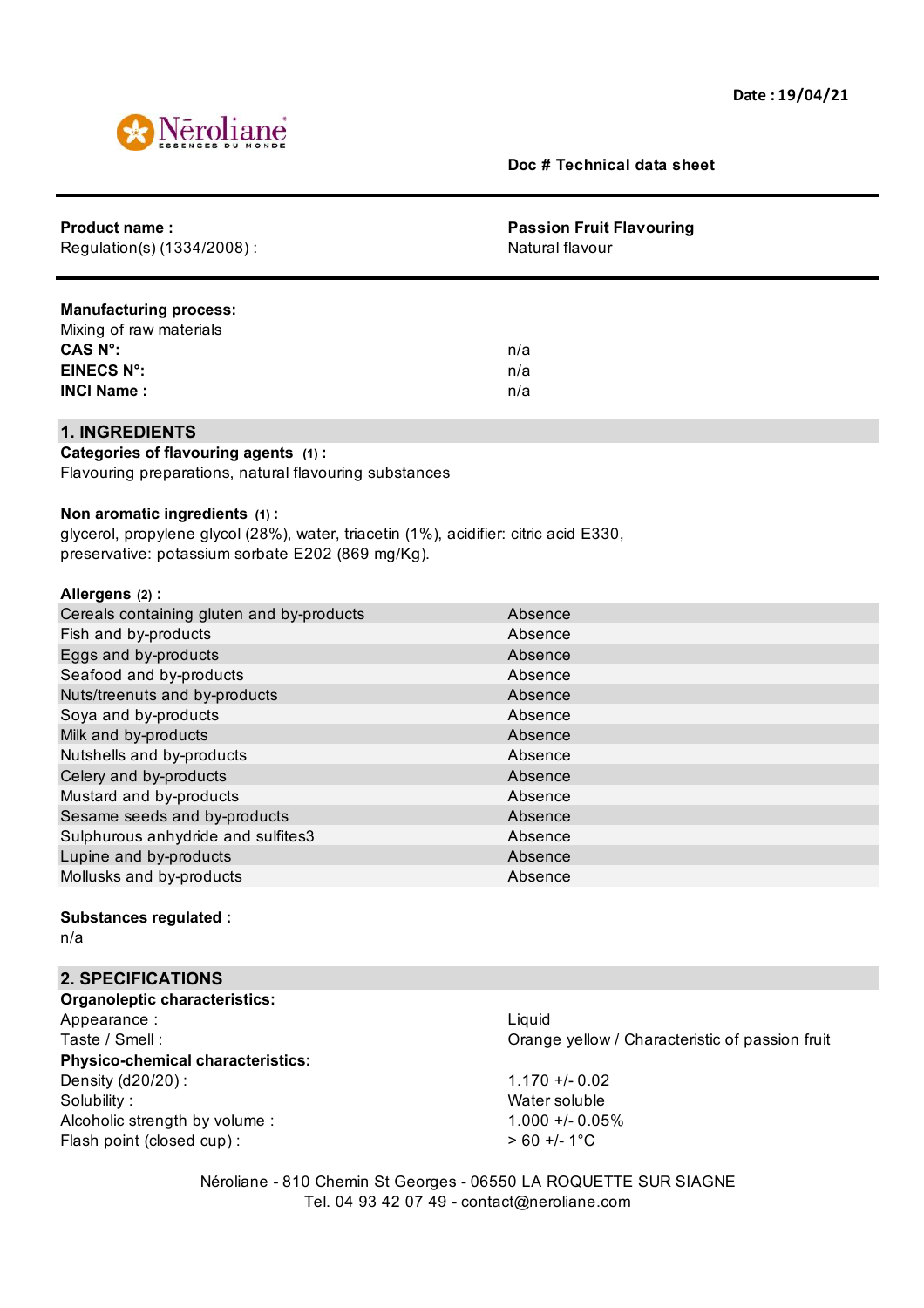Date : 19/04/21

Néroliane
ESSENCES DU MONDE

**Doc # Technical data sheet**

| | |
|---|---|
| **Product name :** | **Passion Fruit Flavouring** |
| Regulation(s) (1334/2008) : | Natural flavour |

**Manufacturing process:**
Mixing of raw materials

| | |
|---|---|
| **CAS N°:** | n/a |
| **EINECS N°:** | n/a |
| **INCI Name :** | n/a |

## 1. INGREDIENTS

**Categories of flavouring agents** (1) **:**
Flavouring preparations, natural flavouring substances

**Non aromatic ingredients** (1) **:**
glycerol, propylene glycol (28%), water, triacetin (1%), acidifier: citric acid E330, preservative: potassium sorbate E202 (869 mg/Kg).

**Allergens** (2) **:**

| | |
|---|---|
| Cereals containing gluten and by-products | Absence |
| Fish and by-products | Absence |
| Eggs and by-products | Absence |
| Seafood and by-products | Absence |
| Nuts/treenuts and by-products | Absence |
| Soya and by-products | Absence |
| Milk and by-products | Absence |
| Nutshells and by-products | Absence |
| Celery and by-products | Absence |
| Mustard and by-products | Absence |
| Sesame seeds and by-products | Absence |
| Sulphurous anhydride and sulfites3 | Absence |
| Lupine and by-products | Absence |
| Mollusks and by-products | Absence |

**Substances regulated :**
n/a

## 2. SPECIFICATIONS

**Organoleptic characteristics:**

| | |
|---|---|
| Appearance : | Liquid |
| Taste / Smell : | Orange yellow / Characteristic of passion fruit |

**Physico-chemical characteristics:**

| | |
|---|---|
| Density (d20/20) : | 1.170 +/- 0.02 |
| Solubility : | Water soluble |
| Alcoholic strength by volume : | 1.000 +/- 0.05% |
| Flash point (closed cup) : | > 60 +/- 1°C |

Néroliane - 810 Chemin St Georges - 06550 LA ROQUETTE SUR SIAGNE
Tel. 04 93 42 07 49 - contact@neroliane.com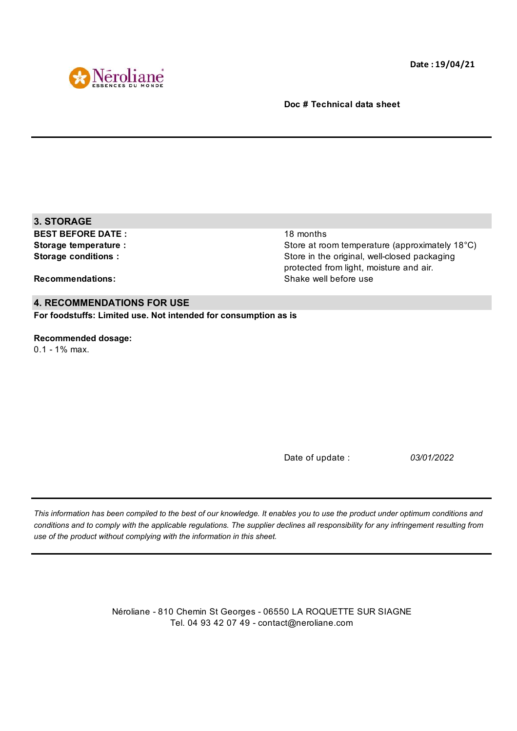Date : 19/04/21

Doc # Technical data sheet

## 3. STORAGE

| | |
|---|---|
| **BEST BEFORE DATE :** | 18 months |
| **Storage temperature :** | Store at room temperature (approximately 18°C) |
| **Storage conditions :** | Store in the original, well-closed packaging protected from light, moisture and air. |
| **Recommendations:** | Shake well before use |

## 4. RECOMMENDATIONS FOR USE

**For foodstuffs: Limited use. Not intended for consumption as is**

**Recommended dosage:**
0.1 - 1% max.

Date of update : *03/01/2022*

*This information has been compiled to the best of our knowledge. It enables you to use the product under optimum conditions and conditions and to comply with the applicable regulations. The supplier declines all responsibility for any infringement resulting from use of the product without complying with the information in this sheet.*

Néroliane - 810 Chemin St Georges - 06550 LA ROQUETTE SUR SIAGNE
Tel. 04 93 42 07 49 - contact@neroliane.com